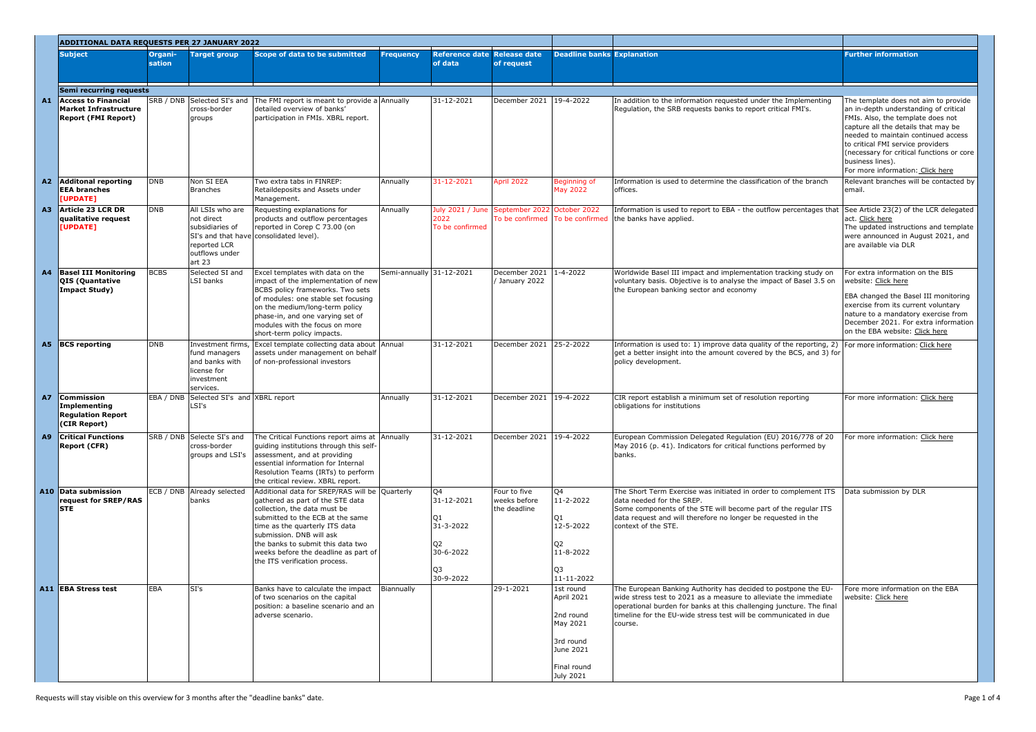## ADDITIONAL DATA REQUESTS PER 27 JANUARY 2022

| | Subject | Organi-sation | Target group | Scope of data to be submitted | Frequency | Reference date of data | Release date of request | Deadline banks | Explanation | Further information |
|---|---|---|---|---|---|---|---|---|---|---|
| | **Semi recurring requests** | | | | | | | | | |
| **A1** | **Access to Financial Market Infrastructure Report (FMI Report)** | SRB / DNB | Selected SI's and cross-border groups | The FMI report is meant to provide a detailed overview of banks' participation in FMIs. XBRL report. | Annually | 31-12-2021 | December 2021 | 19-4-2022 | In addition to the information requested under the Implementing Regulation, the SRB requests banks to report critical FMI's. | The template does not aim to provide an in-depth understanding of critical FMIs. Also, the template does not capture all the details that may be needed to maintain continued access to critical FMI service providers (necessary for critical functions or core business lines). For more information: Click here |
| **A2** | **Additonal reporting EEA branches [UPDATE]** | DNB | Non SI EEA Branches | Two extra tabs in FINREP: Retaildeposits and Assets under Management. | Annually | 31-12-2021 | April 2022 | Beginning of May 2022 | Information is used to determine the classification of the branch offices. | Relevant branches will be contacted by email. |
| **A3** | **Article 23 LCR DR qualitative request [UPDATE]** | DNB | All LSIs who are not direct subsidiaries of SI's and that have reported LCR outflows under art 23 | Requesting explanations for products and outflow percentages reported in Corep C 73.00 (on consolidated level). | Annually | July 2021 / June 2022 To be confirmed | September 2022 To be confirmed | October 2022 To be confirmed | Information is used to report to EBA - the outflow percentages that the banks have applied. | See Article 23(2) of the LCR delegated act. Click here The updated instructions and template were announced in August 2021, and are available via DLR |
| **A4** | **Basel III Monitoring QIS (Quantative Impact Study)** | BCBS | Selected SI and LSI banks | Excel templates with data on the impact of the implementation of new BCBS policy frameworks. Two sets of modules: one stable set focusing on the medium/long-term policy phase-in, and one varying set of modules with the focus on more short-term policy impacts. | Semi-annually | 31-12-2021 | December 2021 / January 2022 | 1-4-2022 | Worldwide Basel III impact and implementation tracking study on voluntary basis. Objective is to analyse the impact of Basel 3.5 on the European banking sector and economy | For extra information on the BIS website: Click here EBA changed the Basel III monitoring exercise from its current voluntary nature to a mandatory exercise from December 2021. For extra information on the EBA website: Click here |
| **A5** | **BCS reporting** | DNB | Investment firms, fund managers and banks with license for investment services. | Excel template collecting data about assets under management on behalf of non-professional investors | Annual | 31-12-2021 | December 2021 | 25-2-2022 | Information is used to: 1) improve data quality of the reporting, 2) get a better insight into the amount covered by the BCS, and 3) for policy development. | For more information: Click here |
| **A7** | **Commission Implementing Regulation Report (CIR Report)** | EBA / DNB | Selected SI's and LSI's | XBRL report | Annually | 31-12-2021 | December 2021 | 19-4-2022 | CIR report establish a minimum set of resolution reporting obligations for institutions | For more information: Click here |
| **A9** | **Critical Functions Report (CFR)** | SRB / DNB | Selecte SI's and cross-border groups and LSI's | The Critical Functions report aims at guiding institutions through this self-assessment, and at providing essential information for Internal Resolution Teams (IRTs) to perform the critical review. XBRL report. | Annually | 31-12-2021 | December 2021 | 19-4-2022 | European Commission Delegated Regulation (EU) 2016/778 of 20 May 2016 (p. 41). Indicators for critical functions performed by banks. | For more information: Click here |
| **A10** | **Data submission request for SREP/RAS STE** | ECB / DNB | Already selected banks | Additional data for SREP/RAS will be gathered as part of the STE data collection, the data must be submitted to the ECB at the same time as the quarterly ITS data submission. DNB will ask the banks to submit this data two weeks before the deadline as part of the ITS verification process. | Quarterly | Q4 31-12-2021 Q1 31-3-2022 Q2 30-6-2022 Q3 30-9-2022 | Four to five weeks before the deadline | Q4 11-2-2022 Q1 12-5-2022 Q2 11-8-2022 Q3 11-11-2022 | The Short Term Exercise was initiated in order to complement ITS data needed for the SREP. Some components of the STE will become part of the regular ITS data request and will therefore no longer be requested in the context of the STE. | Data submission by DLR |
| **A11** | **EBA Stress test** | EBA | SI's | Banks have to calculate the impact of two scenarios on the capital position: a baseline scenario and an adverse scenario. | Biannually | | 29-1-2021 | 1st round April 2021 2nd round May 2021 3rd round June 2021 Final round July 2021 | The European Banking Authority has decided to postpone the EU-wide stress test to 2021 as a measure to alleviate the immediate operational burden for banks at this challenging juncture. The final timeline for the EU-wide stress test will be communicated in due course. | Fore more information on the EBA website: Click here |

Requests will stay visible on this overview for 3 months after the "deadline banks" date.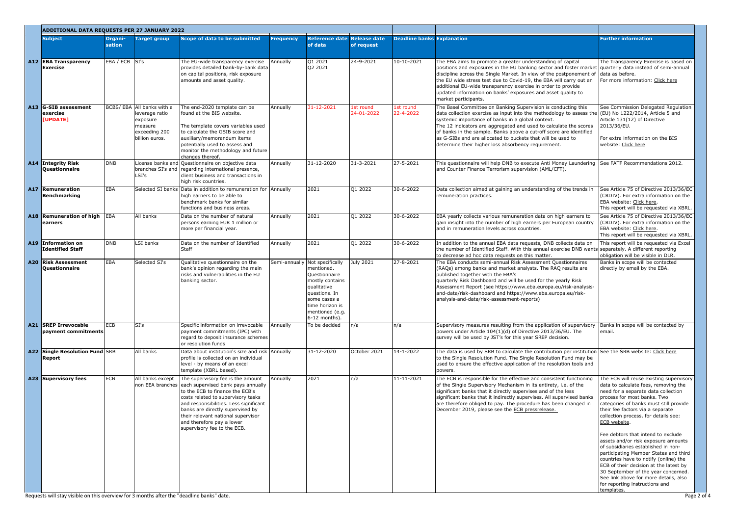## ADDITIONAL DATA REQUESTS PER 27 JANUARY 2022

| | Subject | Organi-sation | Target group | Scope of data to be submitted | Frequency | Reference date of data | Release date of request | Deadline banks | Explanation | Further information |
|---|---|---|---|---|---|---|---|---|---|---|
| **A12** | **EBA Transparency Exercise** | EBA / ECB | SI's | The EU-wide transparency exercise provides detailed bank-by-bank data on capital positions, risk exposure amounts and asset quality. | Annually | Q1 2021 Q2 2021 | 24-9-2021 | 10-10-2021 | The EBA aims to promote a greater understanding of capital positions and exposures in the EU banking sector and foster market discipline across the Single Market. In view of the postponement of the EU wide stress test due to Covid-19, the EBA will carry out an additional EU-wide transparency exercise in order to provide updated information on banks' exposures and asset quality to market participants. | The Transparency Exercise is based on quarterly data instead of semi-annual data as before. For more information: Click here |
| **A13** | **G-SIB assessment exercise [UPDATE]** | BCBS/ EBA | All banks with a leverage ratio exposure measure exceeding 200 billion euros. | The end-2020 template can be found at the BIS website. The template covers variables used to calculate the GSIB score and auxiliary/memorandum items potentially used to assess and monitor the methodology and future changes thereof. | Annually | 31-12-2021 | 1st round 24-01-2022 | 1st round 22-4-2022 | The Basel Committee on Banking Supervision is conducting this data collection exercise as input into the methodology to assess the systemic importance of banks in a global context. The 12 indicators are aggregated and used to calculate the scores of banks in the sample. Banks above a cut-off score are identified as G-SIBs and are allocated to buckets that will be used to determine their higher loss absorbency requirement. | See Commission Delegated Regulation (EU) No 1222/2014, Article 5 and Article 131(12) of Directive 2013/36/EU. For extra information on the BIS website: Click here |
| **A14** | **Integrity Risk Questionnaire** | DNB | License banks and branches SI's and LSI's | Questionnaire on objective data regarding international presence, client business and transactions in high risk countries. | Annually | 31-12-2020 | 31-3-2021 | 27-5-2021 | This questionnaire will help DNB to execute Anti Money Laundering and Counter Finance Terrorism supervision (AML/CFT). | See FATF Recommendations 2012. |
| **A17** | **Remuneration Benchmarking** | EBA | Selected SI banks | Data in addition to remuneration for high earners to be able to benchmark banks for similar functions and business areas. | Annually | 2021 | Q1 2022 | 30-6-2022 | Data collection aimed at gaining an understanding of the trends in remuneration practices. | See Article 75 of Directive 2013/36/EC (CRDIV). For extra information on the EBA website: Click here. This report will be requested via XBRL. |
| **A18** | **Remuneration of high earners** | EBA | All banks | Data on the number of natural persons earning EUR 1 million or more per financial year. | Annually | 2021 | Q1 2022 | 30-6-2022 | EBA yearly collects various remuneration data on high earners to gain insight into the number of high earners per European country and in remuneration levels across countries. | See Article 75 of Directive 2013/36/EC (CRDIV). For extra information on the EBA website: Click here. This report will be requested via XBRL. |
| **A19** | **Information on Identified Staff** | DNB | LSI banks | Data on the number of Identified Staff | Annually | 2021 | Q1 2022 | 30-6-2022 | In addition to the annual EBA data requests, DNB collects data on the number of Identified Staff. With this annual exercise DNB wants to decrease ad hoc data requests on this matter. | This report will be requested via Excel separately. A different reporting obligation will be visible in DLR. |
| **A20** | **Risk Assessment Questionnaire** | EBA | Selected SI's | Qualitative questionnaire on the bank's opinion regarding the main risks and vulnerabilities in the EU banking sector. | Semi-annually | Not specifically mentioned. Questionnaire mostly contains qualitative questions. In some cases a time horizon is mentioned (e.g. 6-12 months). | July 2021 | 27-8-2021 | The EBA conducts semi-annual Risk Assessment Questionnaires (RAQs) among banks and market analysts. The RAQ results are published together with the EBA's quarterly Risk Dashboard and will be used for the yearly Risk Assessment Report (see https://www.eba.europa.eu/risk-analysis-and-data/risk-dashboard and https://www.eba.europa.eu/risk-analysis-and-data/risk-assessment-reports) | Banks in scope will be contacted directly by email by the EBA. |
| **A21** | **SREP Irrevocable payment commitments** | ECB | SI's | Specific information on irrevocable payment commitments (IPC) with regard to deposit insurance schemes or resolution funds | Annually | To be decided | n/a | n/a | Supervisory measures resulting from the application of supervisory powers under Article 104(1)(d) of Directive 2013/36/EU. The survey will be used by JST's for this year SREP decision. | Banks in scope will be contacted by email. |
| **A22** | **Single Resolution Fund Report** | SRB | All banks | Data about institution's size and risk profile is collected on an individual level - by means of an excel template (XBRL based). | Annually | 31-12-2020 | October 2021 | 14-1-2022 | The data is used by SRB to calculate the contribution per institution to the Single Resolution Fund. The Single Resolution Fund may be used to ensure the effective application of the resolution tools and powers. | See the SRB website: Click here |
| **A23** | **Supervisory fees** | ECB | All banks except non EEA branches | The supervisory fee is the amount each supervised bank pays annually to the ECB to finance the ECB's costs related to supervisory tasks and responsibilities. Less significant banks are directly supervised by their relevant national supervisor and therefore pay a lower supervisory fee to the ECB. | Annually | 2021 | n/a | 11-11-2021 | The ECB is responsible for the effective and consistent functioning of the Single Supervisory Mechanism in its entirety, i.e. of the significant banks that it directly supervises and of the less significant banks that it indirectly supervises. All supervised banks are therefore obliged to pay. The procedure has been changed in December 2019, please see the ECB pressrelease. | The ECB will reuse existing supervisory data to calculate fees, removing the need for a separate data collection process for most banks. Two categories of banks must still provide their fee factors via a separate collection process, for details see: ECB website. Fee debtors that intend to exclude assets and/or risk exposure amounts of subsidiaries established in non-participating Member States and third countries have to notify (online) the ECB of their decision at the latest by 30 September of the year concerned. See link above for more details, also for reporting instructions and templates. |

Requests will stay visible on this overview for 3 months after the "deadline banks" date.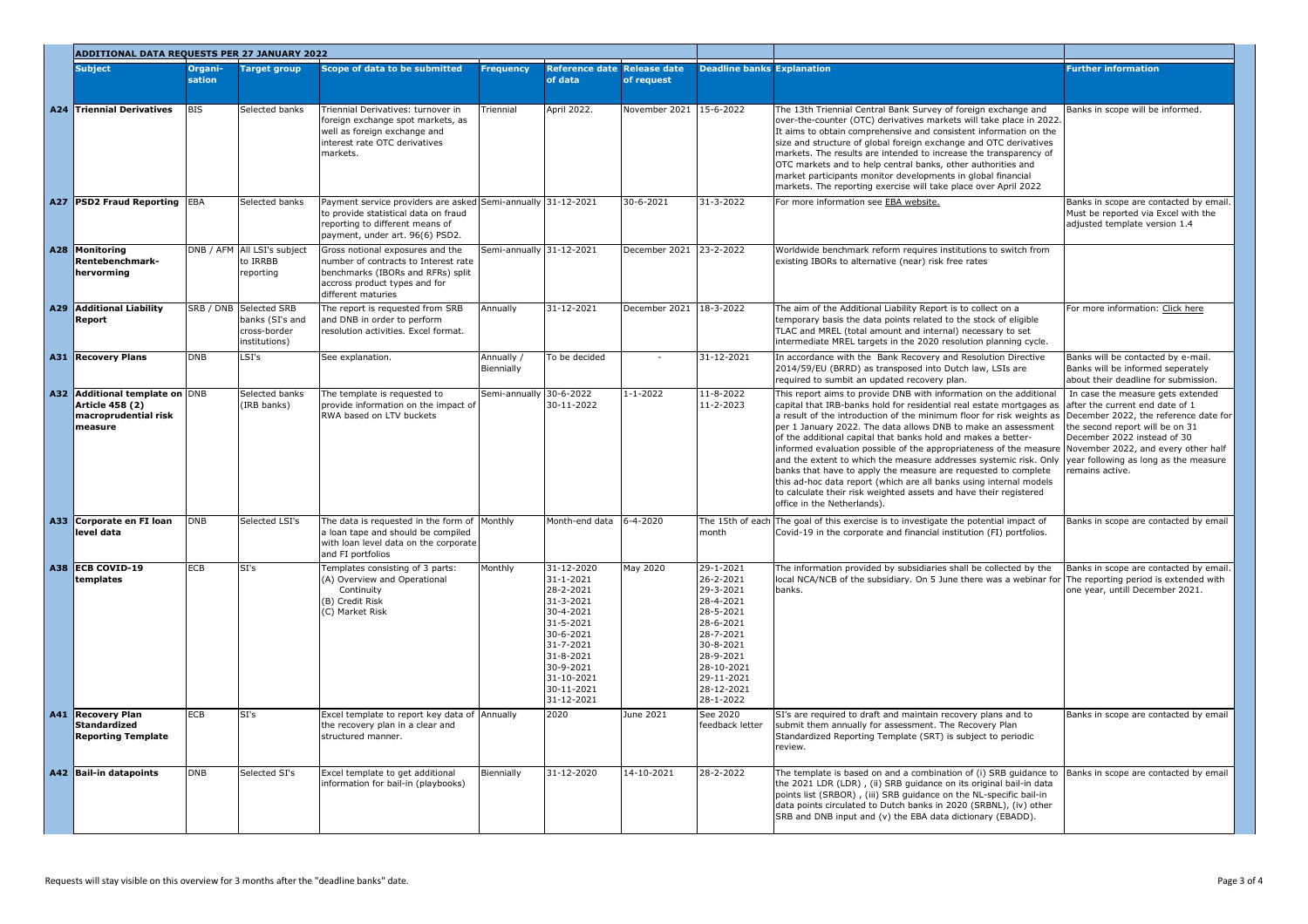## ADDITIONAL DATA REQUESTS PER 27 JANUARY 2022

| | Subject | Organi-sation | Target group | Scope of data to be submitted | Frequency | Reference date of data | Release date of request | Deadline banks | Explanation | Further information |
|---|---|---|---|---|---|---|---|---|---|---|
| A24 | Triennial Derivatives | BIS | Selected banks | Triennial Derivatives: turnover in foreign exchange spot markets, as well as foreign exchange and interest rate OTC derivatives markets. | Triennial | April 2022. | November 2021 | 15-6-2022 | The 13th Triennial Central Bank Survey of foreign exchange and over-the-counter (OTC) derivatives markets will take place in 2022. It aims to obtain comprehensive and consistent information on the size and structure of global foreign exchange and OTC derivatives markets. The results are intended to increase the transparency of OTC markets and to help central banks, other authorities and market participants monitor developments in global financial markets. The reporting exercise will take place over April 2022 | Banks in scope will be informed. |
| A27 | PSD2 Fraud Reporting | EBA | Selected banks | Payment service providers are asked to provide statistical data on fraud reporting to different means of payment, under art. 96(6) PSD2. | Semi-annually | 31-12-2021 | 30-6-2021 | 31-3-2022 | For more information see EBA website. | Banks in scope are contacted by email. Must be reported via Excel with the adjusted template version 1.4 |
| A28 | Monitoring Rentebenchmark-hervorming | DNB / AFM | All LSI's subject to IRRBB reporting | Gross notional exposures and the number of contracts to Interest rate benchmarks (IBORs and RFRs) split accross product types and for different maturies | Semi-annually | 31-12-2021 | December 2021 | 23-2-2022 | Worldwide benchmark reform requires institutions to switch from existing IBORs to alternative (near) risk free rates | |
| A29 | Additional Liability Report | SRB / DNB | Selected SRB banks (SI's and cross-border institutions) | The report is requested from SRB and DNB in order to perform resolution activities. Excel format. | Annually | 31-12-2021 | December 2021 | 18-3-2022 | The aim of the Additional Liability Report is to collect on a temporary basis the data points related to the stock of eligible TLAC and MREL (total amount and internal) necessary to set intermediate MREL targets in the 2020 resolution planning cycle. | For more information: Click here |
| A31 | Recovery Plans | DNB | LSI's | See explanation. | Annually / Biennially | To be decided | - | 31-12-2021 | In accordance with the Bank Recovery and Resolution Directive 2014/59/EU (BRRD) as transposed into Dutch law, LSIs are required to sumbit an updated recovery plan. | Banks will be contacted by e-mail. Banks will be informed seperately about their deadline for submission. |
| A32 | Additional template on Article 458 (2) macroprudential risk measure | DNB | Selected banks (IRB banks) | The template is requested to provide information on the impact of RWA based on LTV buckets | Semi-annually | 30-6-2022<br>30-11-2022 | 1-1-2022 | 11-8-2022<br>11-2-2023 | This report aims to provide DNB with information on the additional capital that IRB-banks hold for residential real estate mortgages as a result of the introduction of the minimum floor for risk weights as per 1 January 2022. The data allows DNB to make an assessment of the additional capital that banks hold and makes a better-informed evaluation possible of the appropriateness of the measure and the extent to which the measure addresses systemic risk. Only banks that have to apply the measure are requested to complete this ad-hoc data report (which are all banks using internal models to calculate their risk weighted assets and have their registered office in the Netherlands). | In case the measure gets extended after the current end date of 1 December 2022, the reference date for the second report will be on 31 December 2022 instead of 30 November 2022, and every other half year following as long as the measure remains active. |
| A33 | Corporate en FI loan level data | DNB | Selected LSI's | The data is requested in the form of a loan tape and should be compiled with loan level data on the corporate and FI portfolios | Monthly | Month-end data | 6-4-2020 | The 15th of each month | The goal of this exercise is to investigate the potential impact of Covid-19 in the corporate and financial institution (FI) portfolios. | Banks in scope are contacted by email |
| A38 | ECB COVID-19 templates | ECB | SI's | Templates consisting of 3 parts:<br>(A) Overview and Operational Continuity<br>(B) Credit Risk<br>(C) Market Risk | Monthly | 31-12-2020<br>31-1-2021<br>28-2-2021<br>31-3-2021<br>30-4-2021<br>31-5-2021<br>30-6-2021<br>31-7-2021<br>31-8-2021<br>30-9-2021<br>31-10-2021<br>30-11-2021<br>31-12-2021 | May 2020 | 29-1-2021<br>26-2-2021<br>29-3-2021<br>28-4-2021<br>28-5-2021<br>28-6-2021<br>28-7-2021<br>30-8-2021<br>28-9-2021<br>28-10-2021<br>29-11-2021<br>28-12-2021<br>28-1-2022 | The information provided by subsidiaries shall be collected by the local NCA/NCB of the subsidiary. On 5 June there was a webinar for banks. | Banks in scope are contacted by email. The reporting period is extended with one year, untill December 2021. |
| A41 | Recovery Plan Standardized Reporting Template | ECB | SI's | Excel template to report key data of the recovery plan in a clear and structured manner. | Annually | 2020 | June 2021 | See 2020 feedback letter | SI's are required to draft and maintain recovery plans and to submit them annually for assessment. The Recovery Plan Standardized Reporting Template (SRT) is subject to periodic review. | Banks in scope are contacted by email |
| A42 | Bail-in datapoints | DNB | Selected SI's | Excel template to get additional information for bail-in (playbooks) | Biennially | 31-12-2020 | 14-10-2021 | 28-2-2022 | The template is based on and a combination of (i) SRB guidance to the 2021 LDR (LDR) , (ii) SRB guidance on its original bail-in data points list (SRBOR) , (iii) SRB guidance on the NL-specific bail-in data points circulated to Dutch banks in 2020 (SRBNL), (iv) other SRB and DNB input and (v) the EBA data dictionary (EBADD). | Banks in scope are contacted by email |

Requests will stay visible on this overview for 3 months after the "deadline banks" date.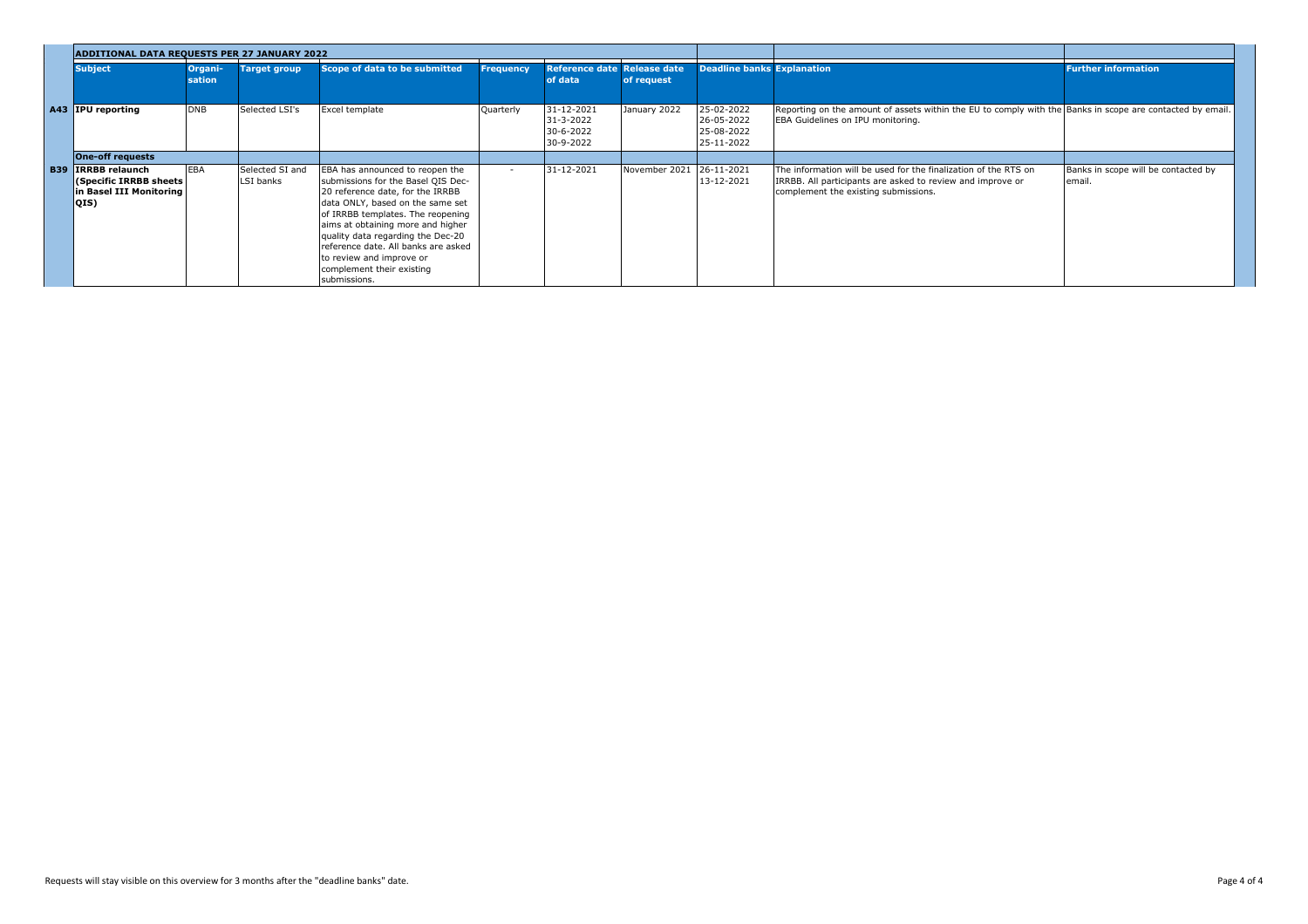## ADDITIONAL DATA REQUESTS PER 27 JANUARY 2022

| | Subject | Organi-sation | Target group | Scope of data to be submitted | Frequency | Reference date of data | Release date of request | Deadline banks | Explanation | Further information |
|---|---|---|---|---|---|---|---|---|---|---|
| A43 | **IPU reporting** | DNB | Selected LSI's | Excel template | Quarterly | 31-12-2021<br>31-3-2022<br>30-6-2022<br>30-9-2022 | January 2022 | 25-02-2022<br>26-05-2022<br>25-08-2022<br>25-11-2022 | Reporting on the amount of assets within the EU to comply with the EBA Guidelines on IPU monitoring. | Banks in scope are contacted by email. |
| | **One-off requests** | | | | | | | | | |
| B39 | **IRRBB relaunch (Specific IRRBB sheets in Basel III Monitoring QIS)** | EBA | Selected SI and LSI banks | EBA has announced to reopen the submissions for the Basel QIS Dec-20 reference date, for the IRRBB data ONLY, based on the same set of IRRBB templates. The reopening aims at obtaining more and higher quality data regarding the Dec-20 reference date. All banks are asked to review and improve or complement their existing submissions. | - | 31-12-2021 | November 2021 | 26-11-2021<br>13-12-2021 | The information will be used for the finalization of the RTS on IRRBB. All participants are asked to review and improve or complement the existing submissions. | Banks in scope will be contacted by email. |

Requests will stay visible on this overview for 3 months after the "deadline banks" date.